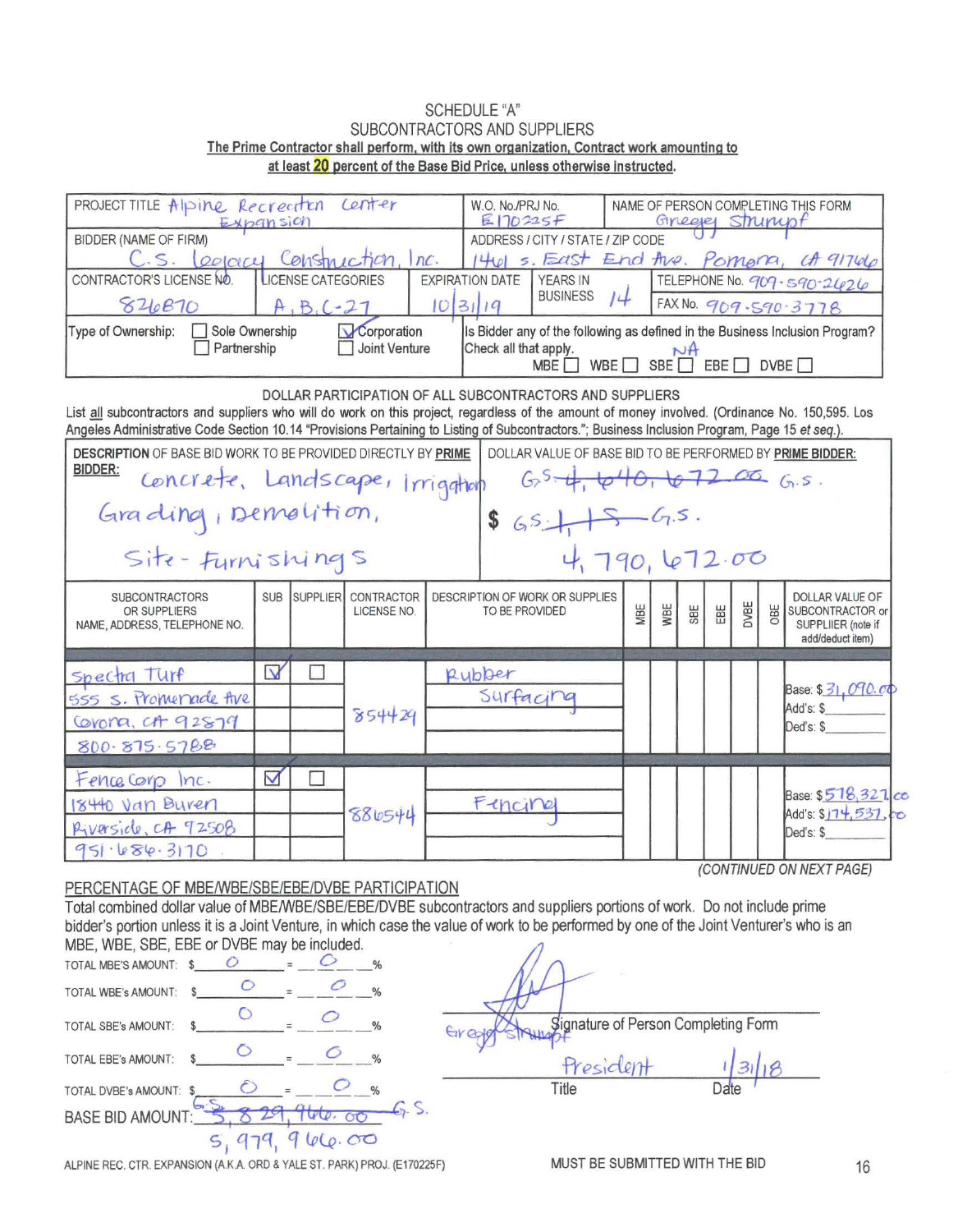# SCHEDULE "A"
## SUBCONTRACTORS AND SUPPLIERS

**The Prime Contractor shall perform, with its own organization, Contract work amounting to at least 20 percent of the Base Bid Price, unless otherwise instructed.**

| | | |
|---|---|---|
| PROJECT TITLE Alpine Recreation Center Expansion | W.O. No./PRJ No. E170225F | NAME OF PERSON COMPLETING THIS FORM Gregg Strumpf |
| BIDDER (NAME OF FIRM) C.S. Legacy Construction, Inc. | ADDRESS / CITY / STATE / ZIP CODE 1461 S. East End Ave. Pomona, CA 91766 | |
| CONTRACTOR'S LICENSE NO. 826870 | LICENSE CATEGORIES A, B, C-27 | EXPIRATION DATE 10/31/19 |
| YEARS IN BUSINESS 14 | TELEPHONE No. 909-590-2626 | FAX No. 909-590-3778 |

Type of Ownership: ☐ Sole Ownership ☑ Corporation ☐ Partnership ☐ Joint Venture

Is Bidder any of the following as defined in the Business Inclusion Program? Check all that apply. NA
MBE ☐ WBE ☐ SBE ☐ EBE ☐ DVBE ☐

### DOLLAR PARTICIPATION OF ALL SUBCONTRACTORS AND SUPPLIERS

List all subcontractors and suppliers who will do work on this project, regardless of the amount of money involved. (Ordinance No. 150,595. Los Angeles Administrative Code Section 10.14 "Provisions Pertaining to Listing of Subcontractors."; Business Inclusion Program, Page 15 et seq.).

| DESCRIPTION OF BASE BID WORK TO BE PROVIDED DIRECTLY BY PRIME BIDDER: | DOLLAR VALUE OF BASE BID TO BE PERFORMED BY PRIME BIDDER: |
|---|---|
| Concrete, Landscape, Irrigation Grading, Demolition, Site-Furnishings | G.S. ~~4,640,672.00~~ G.S. $ G.S. ~~1,15~~ G.S. 4,790,672.00 |

| SUBCONTRACTORS OR SUPPLIERS NAME, ADDRESS, TELEPHONE NO. | SUB | SUPPLIER | CONTRACTOR LICENSE NO. | DESCRIPTION OF WORK OR SUPPLIES TO BE PROVIDED | MBE | WBE | SBE | EBE | DVBE | OBE | DOLLAR VALUE OF SUBCONTRACTOR or SUPPLIIER (note if add/deduct item) |
|---|---|---|---|---|---|---|---|---|---|---|---|
| Spectra Turf, 555 S. Promenade Ave, Corona, CA 92879, 800-875-5788 | ☑ | ☐ | 854429 | Rubber Surfacing | | | | | | | Base: $31,090.00 Add's: $ Ded's: $ |
| Fence Corp Inc., 18440 Van Buren, Riverside, CA 92508, 951-686-3170 | ☑ | ☐ | 886544 | Fencing | | | | | | | Base: $518,321.00 Add's: $174,537.00 Ded's: $ |

*(CONTINUED ON NEXT PAGE)*

### PERCENTAGE OF MBE/WBE/SBE/EBE/DVBE PARTICIPATION

Total combined dollar value of MBE/WBE/SBE/EBE/DVBE subcontractors and suppliers portions of work. Do not include prime bidder's portion unless it is a Joint Venture, in which case the value of work to be performed by one of the Joint Venturer's who is an MBE, WBE, SBE, EBE or DVBE may be included.

TOTAL MBE'S AMOUNT: $ 0 = 0 %

TOTAL WBE's AMOUNT: $ 0 = 0 %

TOTAL SBE's AMOUNT: $ 0 = 0 %

TOTAL EBE's AMOUNT: $ 0 = 0 %

TOTAL DVBE's AMOUNT: $ 0 = 0 %

BASE BID AMOUNT: G.S. ~~5,829,966.00~~ G.S. 5,979,966.00

Gregg Strumpf — Signature of Person Completing Form

Title: President  Date: 1/31/18

ALPINE REC. CTR. EXPANSION (A.K.A. ORD & YALE ST. PARK) PROJ. (E170225F)

MUST BE SUBMITTED WITH THE BID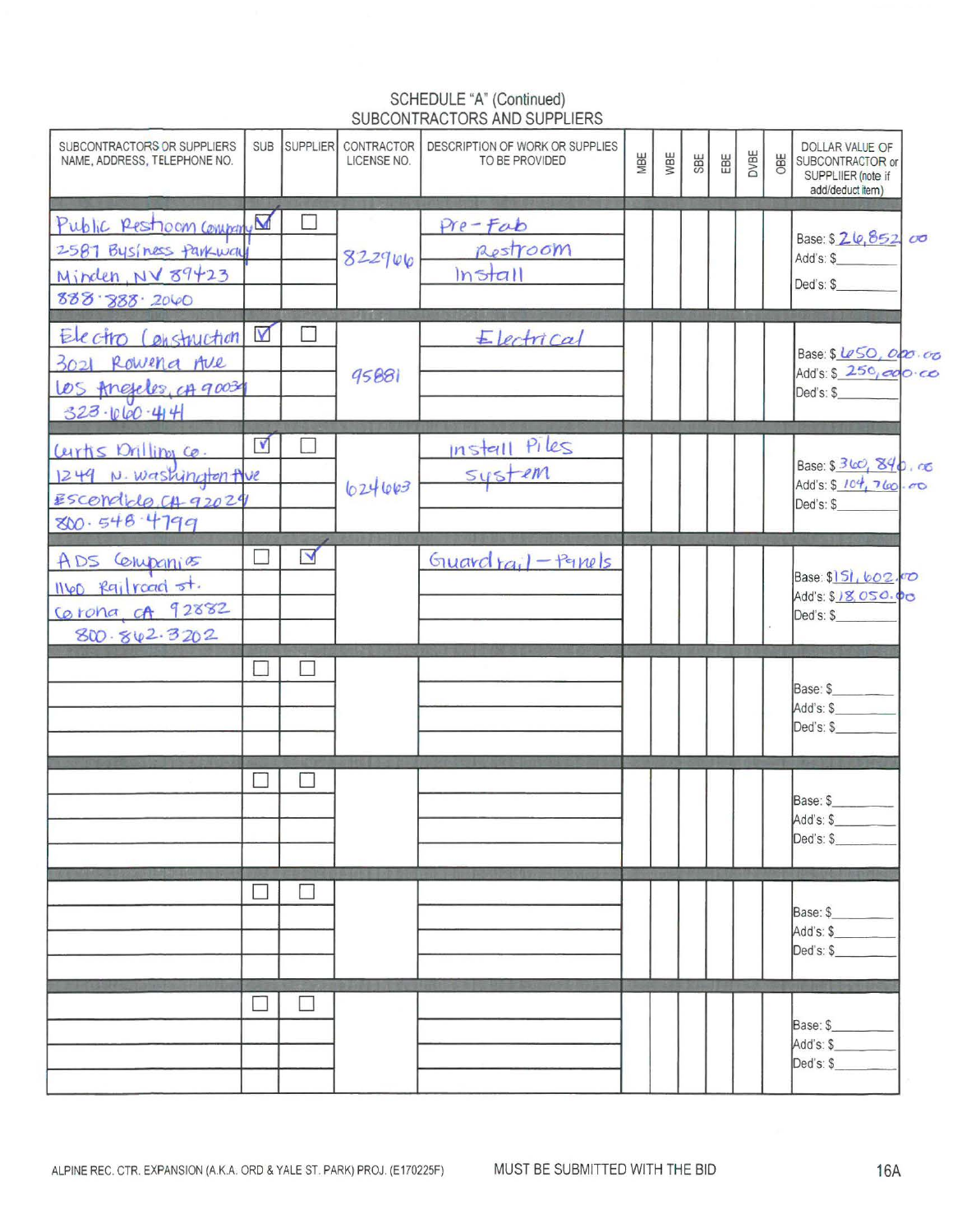# SCHEDULE "A" (Continued)
## SUBCONTRACTORS AND SUPPLIERS

| SUBCONTRACTORS OR SUPPLIERS NAME, ADDRESS, TELEPHONE NO. | SUB | SUPPLIER | CONTRACTOR LICENSE NO. | DESCRIPTION OF WORK OR SUPPLIES TO BE PROVIDED | MBE | WBE | SBE | EBE | DVBE | OBE | DOLLAR VALUE OF SUBCONTRACTOR or SUPPLIIER (note if add/deduct item) |
|---|---|---|---|---|---|---|---|---|---|---|---|
| Public Restroom Company<br>2587 Business Parkway<br>Minden, NV 89423<br>888-888-2060 | ☑ | ☐ | 822966 | Pre-Fab Restroom Install | | | | | | | Base: $26,852.00<br>Add's: $<br>Ded's: $ |
| Electro Construction<br>3021 Rowena Ave<br>Los Angeles, CA 90039<br>323-660-4141 | ☑ | ☐ | 95881 | Electrical | | | | | | | Base: $650,000.00<br>Add's: $250,000.00<br>Ded's: $ |
| Curtis Drilling Co.<br>1249 N. Washington Ave<br>Escondido, CA 92029<br>800-548-4799 | ☑ | ☐ | 624663 | Install Piles System | | | | | | | Base: $360,840.00<br>Add's: $104,760.00<br>Ded's: $ |
| ADS Companies<br>1160 Railroad st.<br>Corona, CA 92882<br>800-862-3202 | ☐ | ☑ | | Guardrail - Panels | | | | | | | Base: $151,602.00<br>Add's: $18,050.00<br>Ded's: $ |
| | ☐ | ☐ | | | | | | | | | Base: $<br>Add's: $<br>Ded's: $ |
| | ☐ | ☐ | | | | | | | | | Base: $<br>Add's: $<br>Ded's: $ |
| | ☐ | ☐ | | | | | | | | | Base: $<br>Add's: $<br>Ded's: $ |
| | ☐ | ☐ | | | | | | | | | Base: $<br>Add's: $<br>Ded's: $ |

ALPINE REC. CTR. EXPANSION (A.K.A. ORD & YALE ST. PARK) PROJ. (E170225F)

MUST BE SUBMITTED WITH THE BID